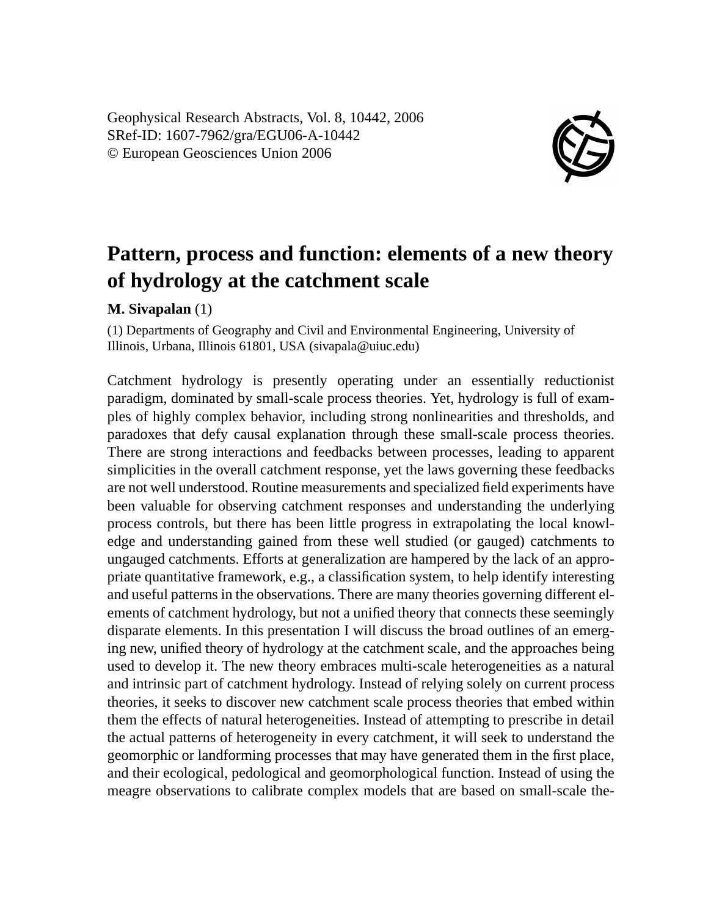# Pattern, process and function: elements of a new theory of hydrology at the catchment scale

**M. Sivapalan** (1)

(1) Departments of Geography and Civil and Environmental Engineering, University of Illinois, Urbana, Illinois 61801, USA (sivapala@uiuc.edu)

Catchment hydrology is presently operating under an essentially reductionist paradigm, dominated by small-scale process theories. Yet, hydrology is full of examples of highly complex behavior, including strong nonlinearities and thresholds, and paradoxes that defy causal explanation through these small-scale process theories. There are strong interactions and feedbacks between processes, leading to apparent simplicities in the overall catchment response, yet the laws governing these feedbacks are not well understood. Routine measurements and specialized field experiments have been valuable for observing catchment responses and understanding the underlying process controls, but there has been little progress in extrapolating the local knowledge and understanding gained from these well studied (or gauged) catchments to ungauged catchments. Efforts at generalization are hampered by the lack of an appropriate quantitative framework, e.g., a classification system, to help identify interesting and useful patterns in the observations. There are many theories governing different elements of catchment hydrology, but not a unified theory that connects these seemingly disparate elements. In this presentation I will discuss the broad outlines of an emerging new, unified theory of hydrology at the catchment scale, and the approaches being used to develop it. The new theory embraces multi-scale heterogeneities as a natural and intrinsic part of catchment hydrology. Instead of relying solely on current process theories, it seeks to discover new catchment scale process theories that embed within them the effects of natural heterogeneities. Instead of attempting to prescribe in detail the actual patterns of heterogeneity in every catchment, it will seek to understand the geomorphic or landforming processes that may have generated them in the first place, and their ecological, pedological and geomorphological function. Instead of using the meagre observations to calibrate complex models that are based on small-scale the-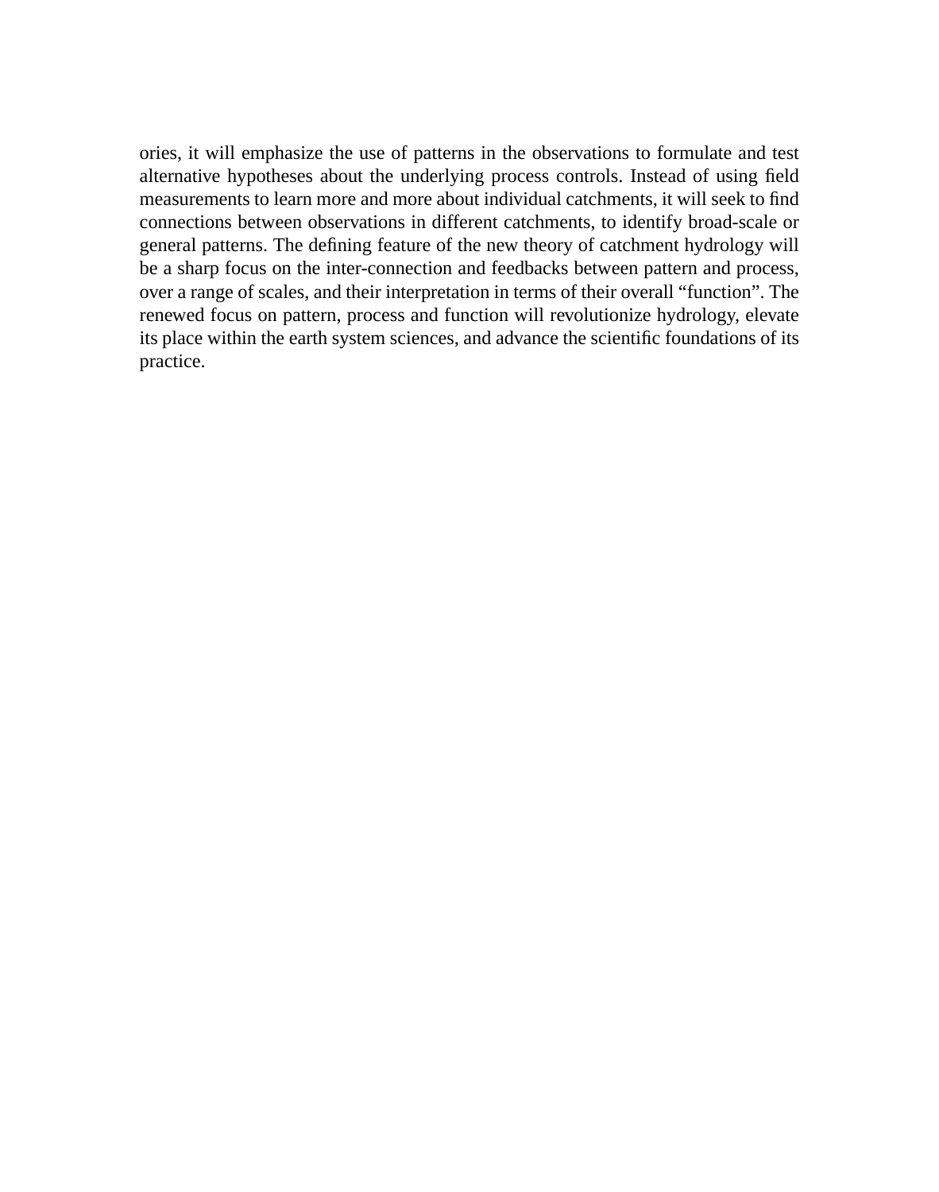ories, it will emphasize the use of patterns in the observations to formulate and test alternative hypotheses about the underlying process controls. Instead of using field measurements to learn more and more about individual catchments, it will seek to find connections between observations in different catchments, to identify broad-scale or general patterns. The defining feature of the new theory of catchment hydrology will be a sharp focus on the inter-connection and feedbacks between pattern and process, over a range of scales, and their interpretation in terms of their overall "function". The renewed focus on pattern, process and function will revolutionize hydrology, elevate its place within the earth system sciences, and advance the scientific foundations of its practice.